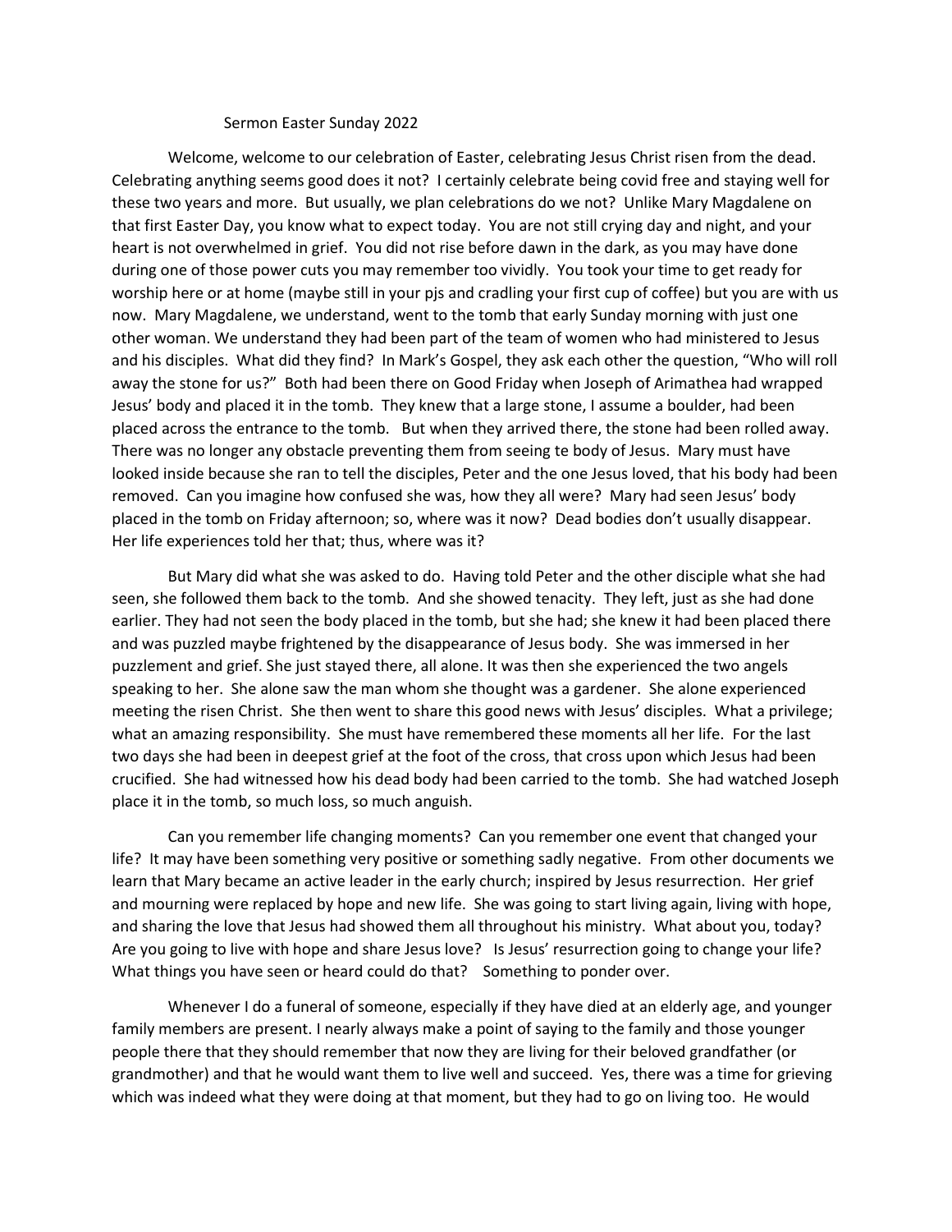# Sermon Easter Sunday 2022

Welcome, welcome to our celebration of Easter, celebrating Jesus Christ risen from the dead. Celebrating anything seems good does it not? I certainly celebrate being covid free and staying well for these two years and more. But usually, we plan celebrations do we not? Unlike Mary Magdalene on that first Easter Day, you know what to expect today. You are not still crying day and night, and your heart is not overwhelmed in grief. You did not rise before dawn in the dark, as you may have done during one of those power cuts you may remember too vividly. You took your time to get ready for worship here or at home (maybe still in your pjs and cradling your first cup of coffee) but you are with us now. Mary Magdalene, we understand, went to the tomb that early Sunday morning with just one other woman. We understand they had been part of the team of women who had ministered to Jesus and his disciples. What did they find? In Mark's Gospel, they ask each other the question, "Who will roll away the stone for us?" Both had been there on Good Friday when Joseph of Arimathea had wrapped Jesus' body and placed it in the tomb. They knew that a large stone, I assume a boulder, had been placed across the entrance to the tomb. But when they arrived there, the stone had been rolled away. There was no longer any obstacle preventing them from seeing te body of Jesus. Mary must have looked inside because she ran to tell the disciples, Peter and the one Jesus loved, that his body had been removed. Can you imagine how confused she was, how they all were? Mary had seen Jesus' body placed in the tomb on Friday afternoon; so, where was it now? Dead bodies don't usually disappear. Her life experiences told her that; thus, where was it?

But Mary did what she was asked to do. Having told Peter and the other disciple what she had seen, she followed them back to the tomb. And she showed tenacity. They left, just as she had done earlier. They had not seen the body placed in the tomb, but she had; she knew it had been placed there and was puzzled maybe frightened by the disappearance of Jesus body. She was immersed in her puzzlement and grief. She just stayed there, all alone. It was then she experienced the two angels speaking to her. She alone saw the man whom she thought was a gardener. She alone experienced meeting the risen Christ. She then went to share this good news with Jesus' disciples. What a privilege; what an amazing responsibility. She must have remembered these moments all her life. For the last two days she had been in deepest grief at the foot of the cross, that cross upon which Jesus had been crucified. She had witnessed how his dead body had been carried to the tomb. She had watched Joseph place it in the tomb, so much loss, so much anguish.

Can you remember life changing moments? Can you remember one event that changed your life? It may have been something very positive or something sadly negative. From other documents we learn that Mary became an active leader in the early church; inspired by Jesus resurrection. Her grief and mourning were replaced by hope and new life. She was going to start living again, living with hope, and sharing the love that Jesus had showed them all throughout his ministry. What about you, today? Are you going to live with hope and share Jesus love? Is Jesus' resurrection going to change your life? What things you have seen or heard could do that? Something to ponder over.

Whenever I do a funeral of someone, especially if they have died at an elderly age, and younger family members are present. I nearly always make a point of saying to the family and those younger people there that they should remember that now they are living for their beloved grandfather (or grandmother) and that he would want them to live well and succeed. Yes, there was a time for grieving which was indeed what they were doing at that moment, but they had to go on living too. He would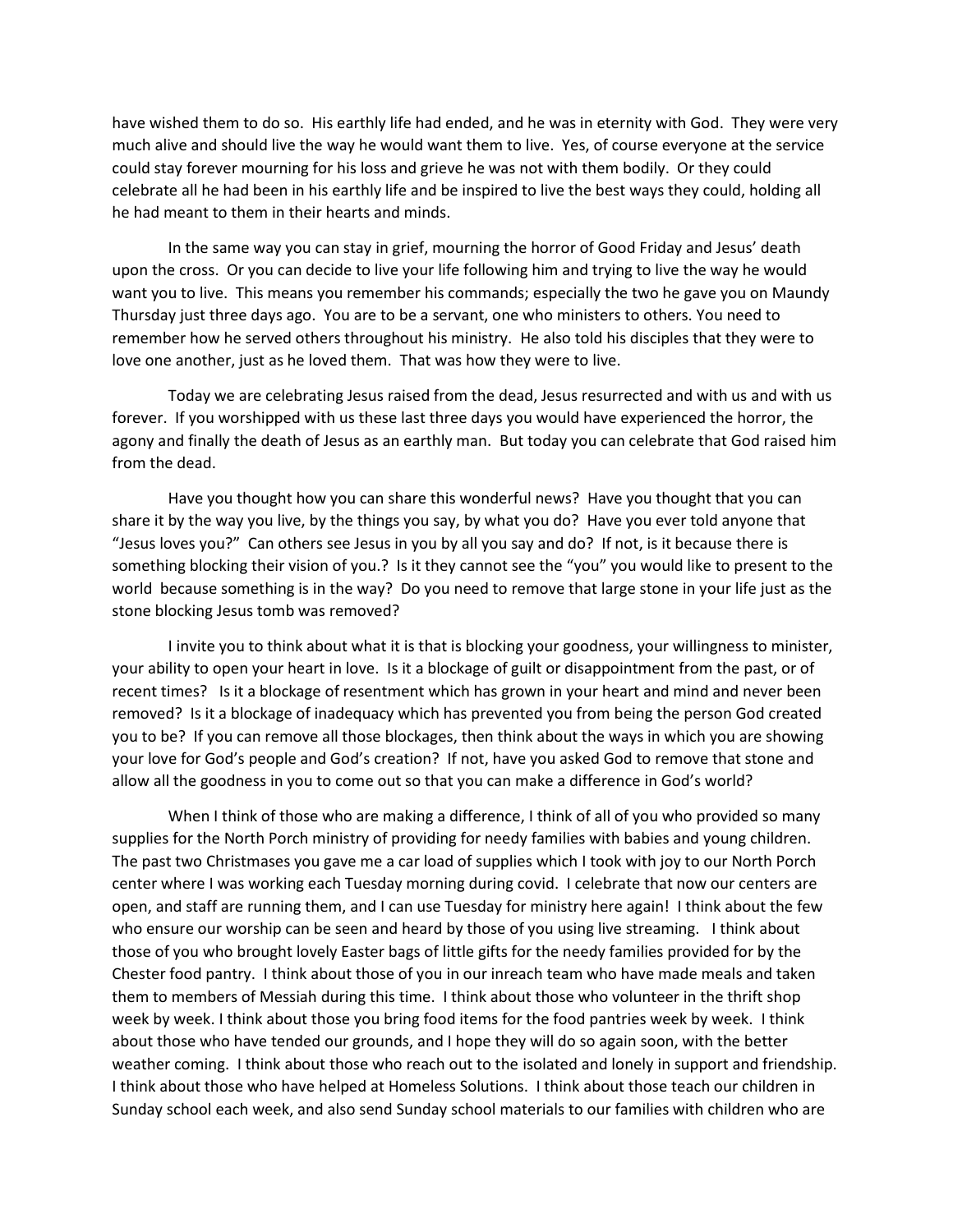have wished them to do so. His earthly life had ended, and he was in eternity with God. They were very much alive and should live the way he would want them to live. Yes, of course everyone at the service could stay forever mourning for his loss and grieve he was not with them bodily. Or they could celebrate all he had been in his earthly life and be inspired to live the best ways they could, holding all he had meant to them in their hearts and minds.

In the same way you can stay in grief, mourning the horror of Good Friday and Jesus' death upon the cross. Or you can decide to live your life following him and trying to live the way he would want you to live. This means you remember his commands; especially the two he gave you on Maundy Thursday just three days ago. You are to be a servant, one who ministers to others. You need to remember how he served others throughout his ministry. He also told his disciples that they were to love one another, just as he loved them. That was how they were to live.

Today we are celebrating Jesus raised from the dead, Jesus resurrected and with us and with us forever. If you worshipped with us these last three days you would have experienced the horror, the agony and finally the death of Jesus as an earthly man. But today you can celebrate that God raised him from the dead.

Have you thought how you can share this wonderful news? Have you thought that you can share it by the way you live, by the things you say, by what you do? Have you ever told anyone that "Jesus loves you?" Can others see Jesus in you by all you say and do? If not, is it because there is something blocking their vision of you.? Is it they cannot see the "you" you would like to present to the world because something is in the way? Do you need to remove that large stone in your life just as the stone blocking Jesus tomb was removed?

I invite you to think about what it is that is blocking your goodness, your willingness to minister, your ability to open your heart in love. Is it a blockage of guilt or disappointment from the past, or of recent times? Is it a blockage of resentment which has grown in your heart and mind and never been removed? Is it a blockage of inadequacy which has prevented you from being the person God created you to be? If you can remove all those blockages, then think about the ways in which you are showing your love for God's people and God's creation? If not, have you asked God to remove that stone and allow all the goodness in you to come out so that you can make a difference in God's world?

When I think of those who are making a difference, I think of all of you who provided so many supplies for the North Porch ministry of providing for needy families with babies and young children. The past two Christmases you gave me a car load of supplies which I took with joy to our North Porch center where I was working each Tuesday morning during covid. I celebrate that now our centers are open, and staff are running them, and I can use Tuesday for ministry here again! I think about the few who ensure our worship can be seen and heard by those of you using live streaming. I think about those of you who brought lovely Easter bags of little gifts for the needy families provided for by the Chester food pantry. I think about those of you in our inreach team who have made meals and taken them to members of Messiah during this time. I think about those who volunteer in the thrift shop week by week. I think about those you bring food items for the food pantries week by week. I think about those who have tended our grounds, and I hope they will do so again soon, with the better weather coming. I think about those who reach out to the isolated and lonely in support and friendship. I think about those who have helped at Homeless Solutions. I think about those teach our children in Sunday school each week, and also send Sunday school materials to our families with children who are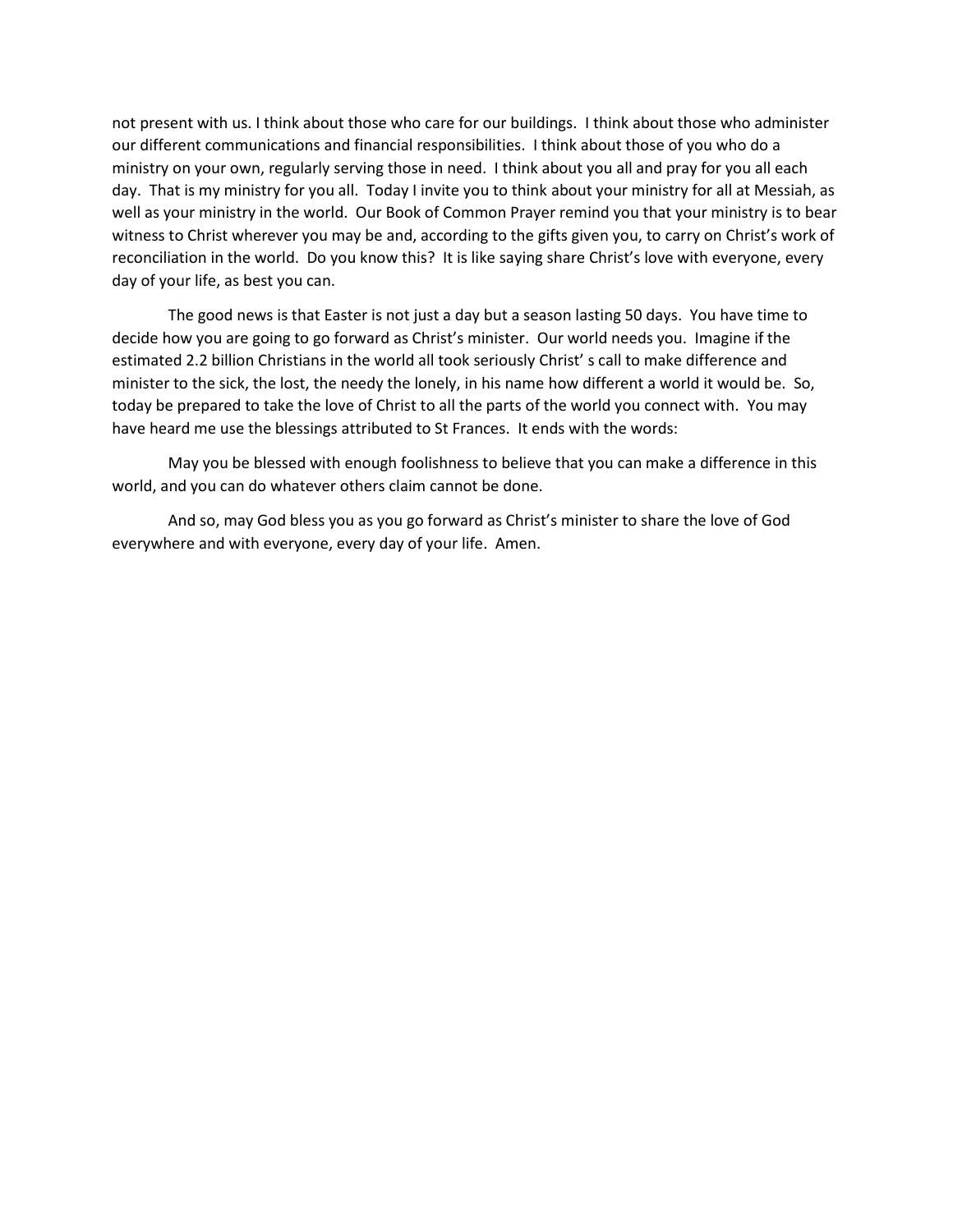not present with us. I think about those who care for our buildings. I think about those who administer our different communications and financial responsibilities. I think about those of you who do a ministry on your own, regularly serving those in need. I think about you all and pray for you all each day. That is my ministry for you all. Today I invite you to think about your ministry for all at Messiah, as well as your ministry in the world. Our Book of Common Prayer remind you that your ministry is to bear witness to Christ wherever you may be and, according to the gifts given you, to carry on Christ's work of reconciliation in the world. Do you know this? It is like saying share Christ's love with everyone, every day of your life, as best you can.

The good news is that Easter is not just a day but a season lasting 50 days. You have time to decide how you are going to go forward as Christ's minister. Our world needs you. Imagine if the estimated 2.2 billion Christians in the world all took seriously Christ' s call to make difference and minister to the sick, the lost, the needy the lonely, in his name how different a world it would be. So, today be prepared to take the love of Christ to all the parts of the world you connect with. You may have heard me use the blessings attributed to St Frances. It ends with the words:

May you be blessed with enough foolishness to believe that you can make a difference in this world, and you can do whatever others claim cannot be done.

And so, may God bless you as you go forward as Christ's minister to share the love of God everywhere and with everyone, every day of your life. Amen.